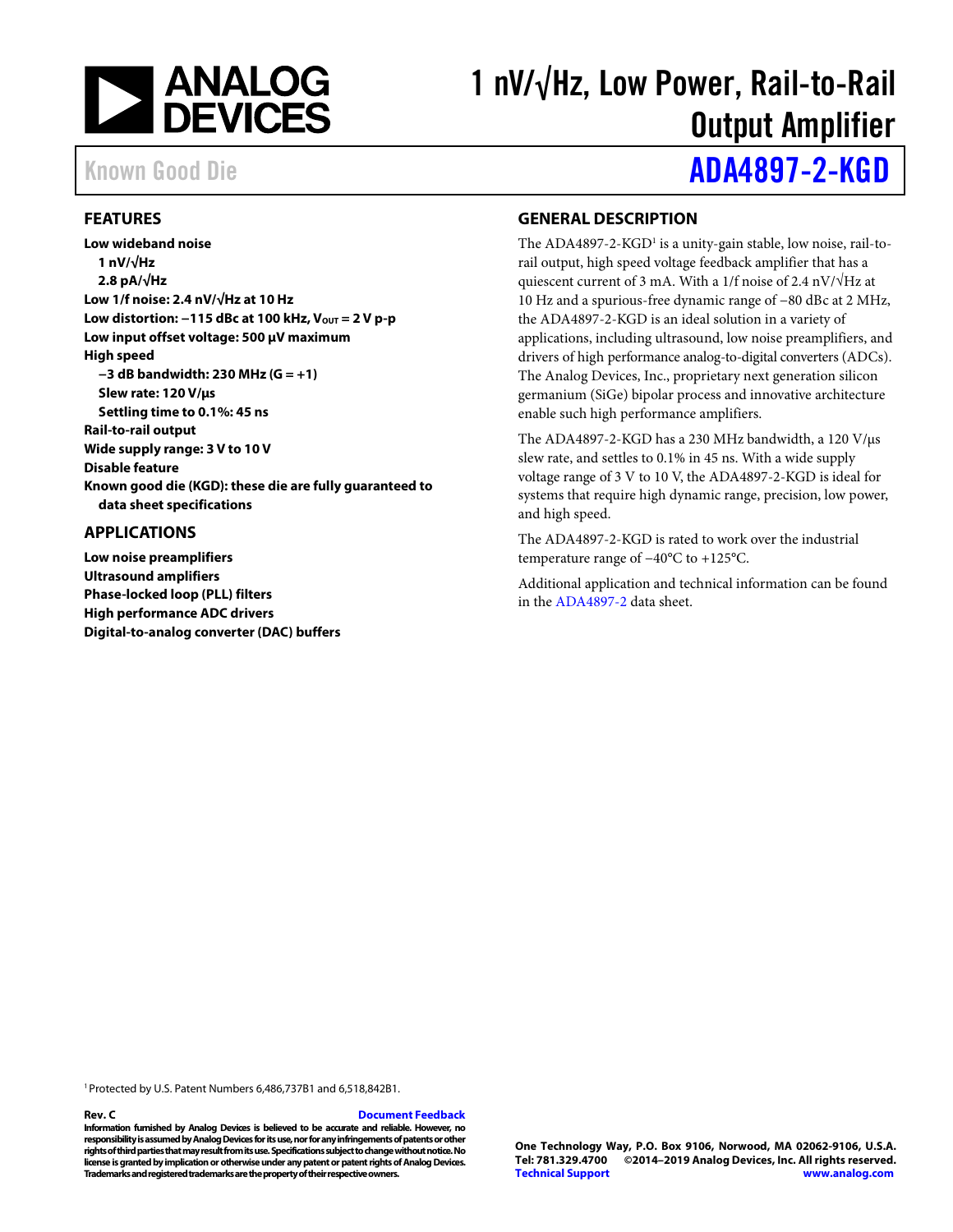# 1 nV/√Hz, Low Power, Rail-to-Rail Output Amplifier

Known Good Die

# ADA4897-2-KGD

## FEATURES

**Low wideband noise**
- **1 nV/√Hz**
- **2.8 pA/√Hz**

**Low 1/f noise: 2.4 nV/√Hz at 10 Hz**
**Low distortion: −115 dBc at 100 kHz, $V_{OUT}$ = 2 V p-p**
**Low input offset voltage: 500 µV maximum**
**High speed**
- **−3 dB bandwidth: 230 MHz (G = +1)**
- **Slew rate: 120 V/µs**
- **Settling time to 0.1%: 45 ns**

**Rail-to-rail output**
**Wide supply range: 3 V to 10 V**
**Disable feature**
**Known good die (KGD): these die are fully guaranteed to data sheet specifications**

## APPLICATIONS

**Low noise preamplifiers**
**Ultrasound amplifiers**
**Phase-locked loop (PLL) filters**
**High performance ADC drivers**
**Digital-to-analog converter (DAC) buffers**

## GENERAL DESCRIPTION

The ADA4897-2-KGD[1] is a unity-gain stable, low noise, rail-to-rail output, high speed voltage feedback amplifier that has a quiescent current of 3 mA. With a 1/f noise of 2.4 nV/√Hz at 10 Hz and a spurious-free dynamic range of −80 dBc at 2 MHz, the ADA4897-2-KGD is an ideal solution in a variety of applications, including ultrasound, low noise preamplifiers, and drivers of high performance analog-to-digital converters (ADCs). The Analog Devices, Inc., proprietary next generation silicon germanium (SiGe) bipolar process and innovative architecture enable such high performance amplifiers.

The ADA4897-2-KGD has a 230 MHz bandwidth, a 120 V/µs slew rate, and settles to 0.1% in 45 ns. With a wide supply voltage range of 3 V to 10 V, the ADA4897-2-KGD is ideal for systems that require high dynamic range, precision, low power, and high speed.

The ADA4897-2-KGD is rated to work over the industrial temperature range of −40°C to +125°C.

Additional application and technical information can be found in the ADA4897-2 data sheet.

[1] Protected by U.S. Patent Numbers 6,486,737B1 and 6,518,842B1.

**Rev. C** Document Feedback

**Information furnished by Analog Devices is believed to be accurate and reliable. However, no responsibility is assumed by Analog Devices for its use, nor for any infringements of patents or other rights of third parties that may result from its use. Specifications subject to change without notice. No license is granted by implication or otherwise under any patent or patent rights of Analog Devices. Trademarks and registered trademarks are the property of their respective owners.**

**One Technology Way, P.O. Box 9106, Norwood, MA 02062-9106, U.S.A.**
**Tel: 781.329.4700 ©2014–2019 Analog Devices, Inc. All rights reserved.**
**Technical Support www.analog.com**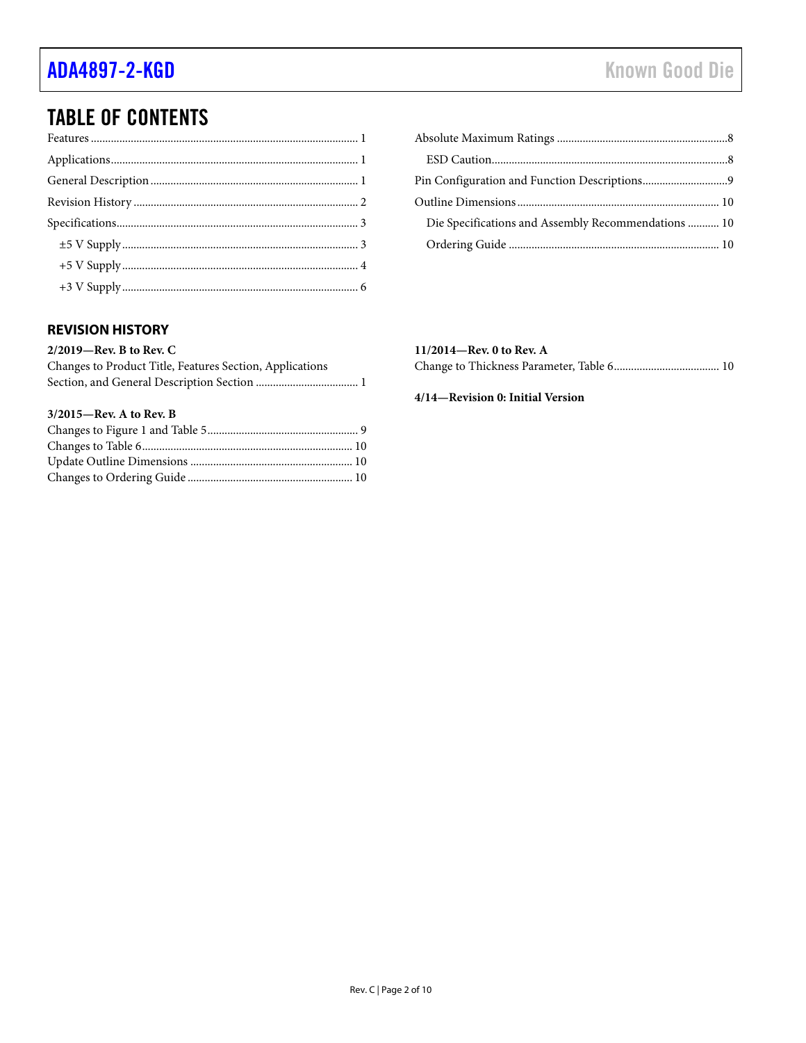## TABLE OF CONTENTS

Features ........................................................................................ 1
Applications.................................................................................. 1
General Description .................................................................... 1
Revision History .......................................................................... 2
Specifications................................................................................ 3
  ±5 V Supply .............................................................................. 3
  +5 V Supply .............................................................................. 4
  +3 V Supply .............................................................................. 6
Absolute Maximum Ratings ....................................................... 8
  ESD Caution.............................................................................. 8
Pin Configuration and Function Descriptions.......................... 9
Outline Dimensions .................................................................. 10
  Die Specifications and Assembly Recommendations ........... 10
  Ordering Guide ...................................................................... 10

### REVISION HISTORY

**2/2019—Rev. B to Rev. C**
Changes to Product Title, Features Section, Applications Section, and General Description Section .................................... 1

**3/2015—Rev. A to Rev. B**
Changes to Figure 1 and Table 5.................................................... 9
Changes to Table 6......................................................................... 10
Update Outline Dimensions ........................................................ 10
Changes to Ordering Guide ......................................................... 10

**11/2014—Rev. 0 to Rev. A**
Change to Thickness Parameter, Table 6.................................... 10

**4/14—Revision 0: Initial Version**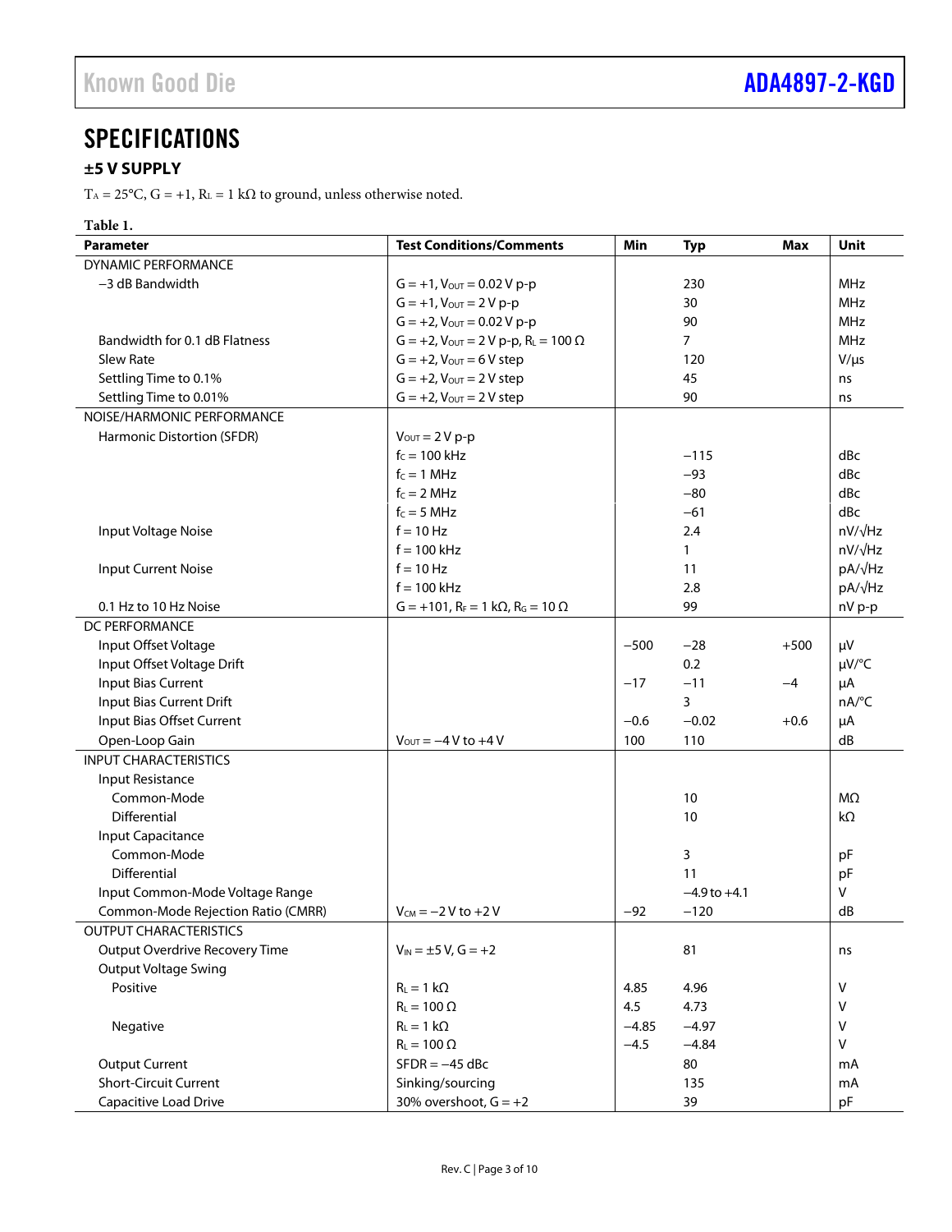## SPECIFICATIONS

### ±5 V SUPPLY

$T_A$ = 25°C, G = +1, $R_L$ = 1 kΩ to ground, unless otherwise noted.

**Table 1.**

| Parameter | Test Conditions/Comments | Min | Typ | Max | Unit |
|---|---|---|---|---|---|
| DYNAMIC PERFORMANCE | | | | | |
| −3 dB Bandwidth | G = +1, $V_{OUT}$ = 0.02 V p-p | | 230 | | MHz |
| | G = +1, $V_{OUT}$ = 2 V p-p | | 30 | | MHz |
| | G = +2, $V_{OUT}$ = 0.02 V p-p | | 90 | | MHz |
| Bandwidth for 0.1 dB Flatness | G = +2, $V_{OUT}$ = 2 V p-p, $R_L$ = 100 Ω | | 7 | | MHz |
| Slew Rate | G = +2, $V_{OUT}$ = 6 V step | | 120 | | V/μs |
| Settling Time to 0.1% | G = +2, $V_{OUT}$ = 2 V step | | 45 | | ns |
| Settling Time to 0.01% | G = +2, $V_{OUT}$ = 2 V step | | 90 | | ns |
| NOISE/HARMONIC PERFORMANCE | | | | | |
| Harmonic Distortion (SFDR) | $V_{OUT}$ = 2 V p-p | | | | |
| | $f_C$ = 100 kHz | | −115 | | dBc |
| | $f_C$ = 1 MHz | | −93 | | dBc |
| | $f_C$ = 2 MHz | | −80 | | dBc |
| | $f_C$ = 5 MHz | | −61 | | dBc |
| Input Voltage Noise | f = 10 Hz | | 2.4 | | nV/√Hz |
| | f = 100 kHz | | 1 | | nV/√Hz |
| Input Current Noise | f = 10 Hz | | 11 | | pA/√Hz |
| | f = 100 kHz | | 2.8 | | pA/√Hz |
| 0.1 Hz to 10 Hz Noise | G = +101, $R_F$ = 1 kΩ, $R_G$ = 10 Ω | | 99 | | nV p-p |
| DC PERFORMANCE | | | | | |
| Input Offset Voltage | | −500 | −28 | +500 | μV |
| Input Offset Voltage Drift | | | 0.2 | | μV/°C |
| Input Bias Current | | −17 | −11 | −4 | μA |
| Input Bias Current Drift | | | 3 | | nA/°C |
| Input Bias Offset Current | | −0.6 | −0.02 | +0.6 | μA |
| Open-Loop Gain | $V_{OUT}$ = −4 V to +4 V | 100 | 110 | | dB |
| INPUT CHARACTERISTICS | | | | | |
| Input Resistance | | | | | |
| Common-Mode | | | 10 | | MΩ |
| Differential | | | 10 | | kΩ |
| Input Capacitance | | | | | |
| Common-Mode | | | 3 | | pF |
| Differential | | | 11 | | pF |
| Input Common-Mode Voltage Range | | | −4.9 to +4.1 | | V |
| Common-Mode Rejection Ratio (CMRR) | $V_{CM}$ = −2 V to +2 V | −92 | −120 | | dB |
| OUTPUT CHARACTERISTICS | | | | | |
| Output Overdrive Recovery Time | $V_{IN}$ = ±5 V, G = +2 | | 81 | | ns |
| Output Voltage Swing | | | | | |
| Positive | $R_L$ = 1 kΩ | 4.85 | 4.96 | | V |
| | $R_L$ = 100 Ω | 4.5 | 4.73 | | V |
| Negative | $R_L$ = 1 kΩ | −4.85 | −4.97 | | V |
| | $R_L$ = 100 Ω | −4.5 | −4.84 | | V |
| Output Current | SFDR = −45 dBc | | 80 | | mA |
| Short-Circuit Current | Sinking/sourcing | | 135 | | mA |
| Capacitive Load Drive | 30% overshoot, G = +2 | | 39 | | pF |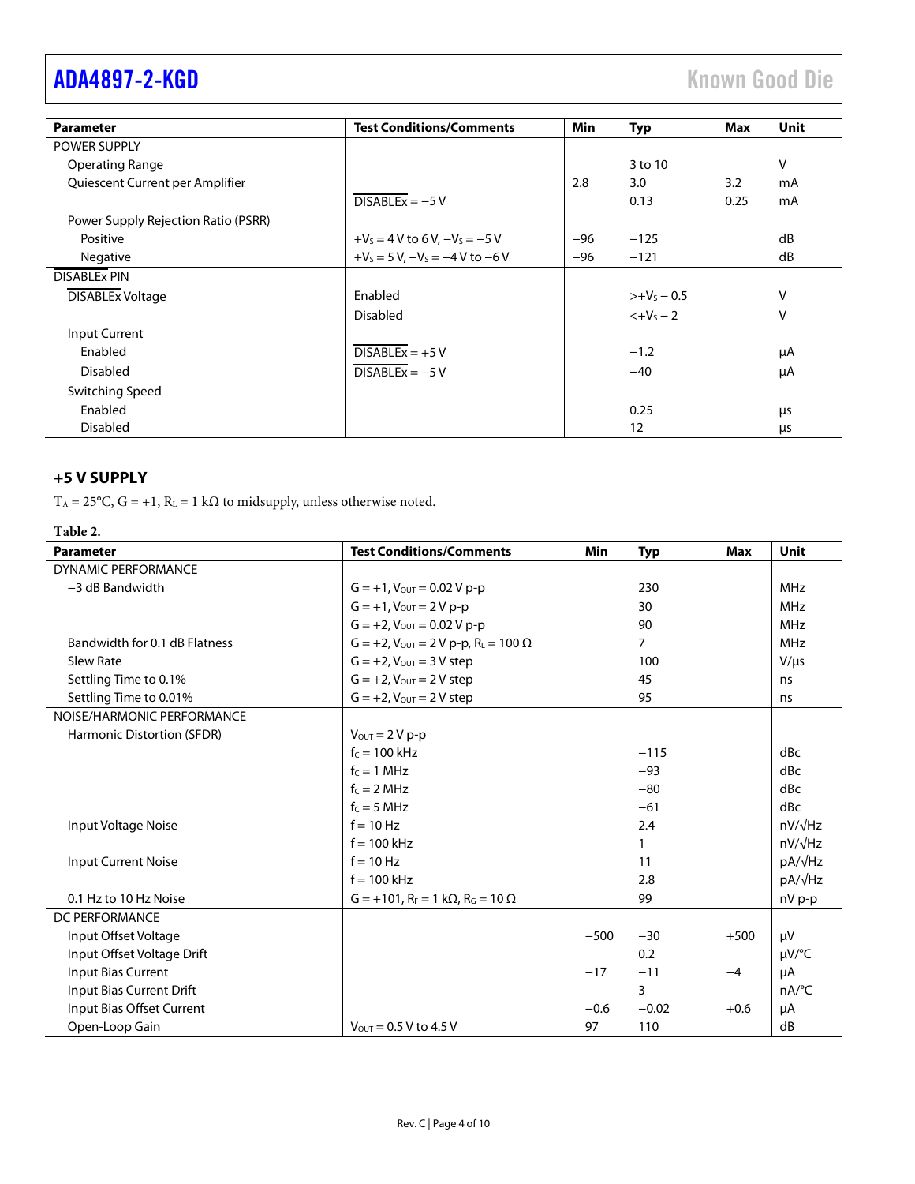| Parameter | Test Conditions/Comments | Min | Typ | Max | Unit |
|---|---|---|---|---|---|
| POWER SUPPLY | | | | | |
| Operating Range | | | 3 to 10 | | V |
| Quiescent Current per Amplifier | | 2.8 | 3.0 | 3.2 | mA |
| | $\overline{\text{DISABLEx}}$ = −5 V | | 0.13 | 0.25 | mA |
| Power Supply Rejection Ratio (PSRR) | | | | | |
| Positive | $+V_S$ = 4 V to 6 V, $-V_S$ = −5 V | −96 | −125 | | dB |
| Negative | $+V_S$ = 5 V, $-V_S$ = −4 V to −6 V | −96 | −121 | | dB |
| $\overline{\text{DISABLEx}}$ PIN | | | | | |
| $\overline{\text{DISABLEx}}$ Voltage | Enabled | | $>+V_S - 0.5$ | | V |
| | Disabled | | $<+V_S - 2$ | | V |
| Input Current | | | | | |
| Enabled | $\overline{\text{DISABLEx}}$ = +5 V | | −1.2 | | µA |
| Disabled | $\overline{\text{DISABLEx}}$ = −5 V | | −40 | | µA |
| Switching Speed | | | | | |
| Enabled | | | 0.25 | | µs |
| Disabled | | | 12 | | µs |

## +5 V SUPPLY

$T_A$ = 25°C, G = +1, $R_L$ = 1 kΩ to midsupply, unless otherwise noted.

**Table 2.**

| Parameter | Test Conditions/Comments | Min | Typ | Max | Unit |
|---|---|---|---|---|---|
| DYNAMIC PERFORMANCE | | | | | |
| −3 dB Bandwidth | G = +1, $V_{OUT}$ = 0.02 V p-p | | 230 | | MHz |
| | G = +1, $V_{OUT}$ = 2 V p-p | | 30 | | MHz |
| | G = +2, $V_{OUT}$ = 0.02 V p-p | | 90 | | MHz |
| Bandwidth for 0.1 dB Flatness | G = +2, $V_{OUT}$ = 2 V p-p, $R_L$ = 100 Ω | | 7 | | MHz |
| Slew Rate | G = +2, $V_{OUT}$ = 3 V step | | 100 | | V/µs |
| Settling Time to 0.1% | G = +2, $V_{OUT}$ = 2 V step | | 45 | | ns |
| Settling Time to 0.01% | G = +2, $V_{OUT}$ = 2 V step | | 95 | | ns |
| NOISE/HARMONIC PERFORMANCE | | | | | |
| Harmonic Distortion (SFDR) | $V_{OUT}$ = 2 V p-p | | | | |
| | $f_C$ = 100 kHz | | −115 | | dBc |
| | $f_C$ = 1 MHz | | −93 | | dBc |
| | $f_C$ = 2 MHz | | −80 | | dBc |
| | $f_C$ = 5 MHz | | −61 | | dBc |
| Input Voltage Noise | f = 10 Hz | | 2.4 | | nV/√Hz |
| | f = 100 kHz | | 1 | | nV/√Hz |
| Input Current Noise | f = 10 Hz | | 11 | | pA/√Hz |
| | f = 100 kHz | | 2.8 | | pA/√Hz |
| 0.1 Hz to 10 Hz Noise | G = +101, $R_F$ = 1 kΩ, $R_G$ = 10 Ω | | 99 | | nV p-p |
| DC PERFORMANCE | | | | | |
| Input Offset Voltage | | −500 | −30 | +500 | µV |
| Input Offset Voltage Drift | | | 0.2 | | µV/°C |
| Input Bias Current | | −17 | −11 | −4 | µA |
| Input Bias Current Drift | | | 3 | | nA/°C |
| Input Bias Offset Current | | −0.6 | −0.02 | +0.6 | µA |
| Open-Loop Gain | $V_{OUT}$ = 0.5 V to 4.5 V | 97 | 110 | | dB |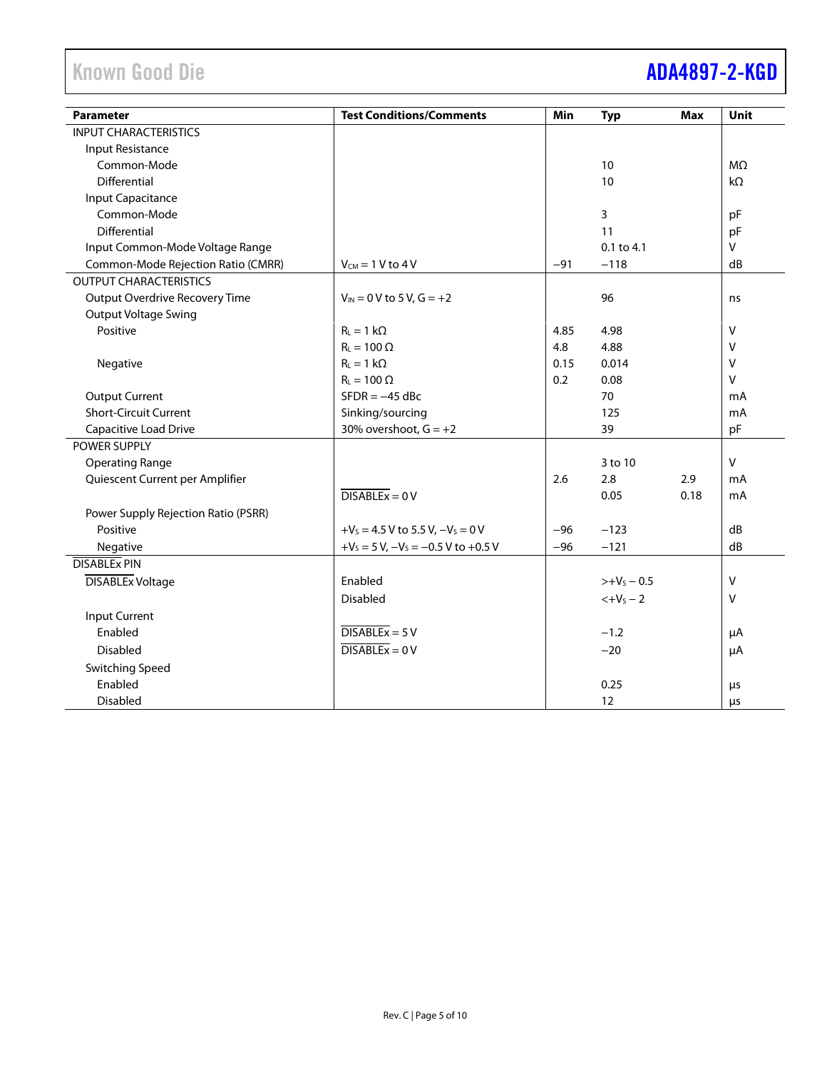| Parameter | Test Conditions/Comments | Min | Typ | Max | Unit |
|---|---|---|---|---|---|
| INPUT CHARACTERISTICS | | | | | |
| Input Resistance | | | | | |
| Common-Mode | | | 10 | | MΩ |
| Differential | | | 10 | | kΩ |
| Input Capacitance | | | | | |
| Common-Mode | | | 3 | | pF |
| Differential | | | 11 | | pF |
| Input Common-Mode Voltage Range | | | 0.1 to 4.1 | | V |
| Common-Mode Rejection Ratio (CMRR) | $V_{CM}$ = 1 V to 4 V | −91 | −118 | | dB |
| OUTPUT CHARACTERISTICS | | | | | |
| Output Overdrive Recovery Time | $V_{IN}$ = 0 V to 5 V, G = +2 | | 96 | | ns |
| Output Voltage Swing | | | | | |
| Positive | $R_L$ = 1 kΩ | 4.85 | 4.98 | | V |
| | $R_L$ = 100 Ω | 4.8 | 4.88 | | V |
| Negative | $R_L$ = 1 kΩ | 0.15 | 0.014 | | V |
| | $R_L$ = 100 Ω | 0.2 | 0.08 | | V |
| Output Current | SFDR = −45 dBc | | 70 | | mA |
| Short-Circuit Current | Sinking/sourcing | | 125 | | mA |
| Capacitive Load Drive | 30% overshoot, G = +2 | | 39 | | pF |
| POWER SUPPLY | | | | | |
| Operating Range | | | 3 to 10 | | V |
| Quiescent Current per Amplifier | | 2.6 | 2.8 | 2.9 | mA |
| | $\overline{\text{DISABLEx}}$ = 0 V | | 0.05 | 0.18 | mA |
| Power Supply Rejection Ratio (PSRR) | | | | | |
| Positive | $+V_S$ = 4.5 V to 5.5 V, $−V_S$ = 0 V | −96 | −123 | | dB |
| Negative | $+V_S$ = 5 V, $−V_S$ = −0.5 V to +0.5 V | −96 | −121 | | dB |
| $\overline{\text{DISABLEx}}$ PIN | | | | | |
| $\overline{\text{DISABLEx}}$ Voltage | Enabled | | >$+V_S$ − 0.5 | | V |
| | Disabled | | <$+V_S$ − 2 | | V |
| Input Current | | | | | |
| Enabled | $\overline{\text{DISABLEx}}$ = 5 V | | −1.2 | | μA |
| Disabled | $\overline{\text{DISABLEx}}$ = 0 V | | −20 | | μA |
| Switching Speed | | | | | |
| Enabled | | | 0.25 | | μs |
| Disabled | | | 12 | | μs |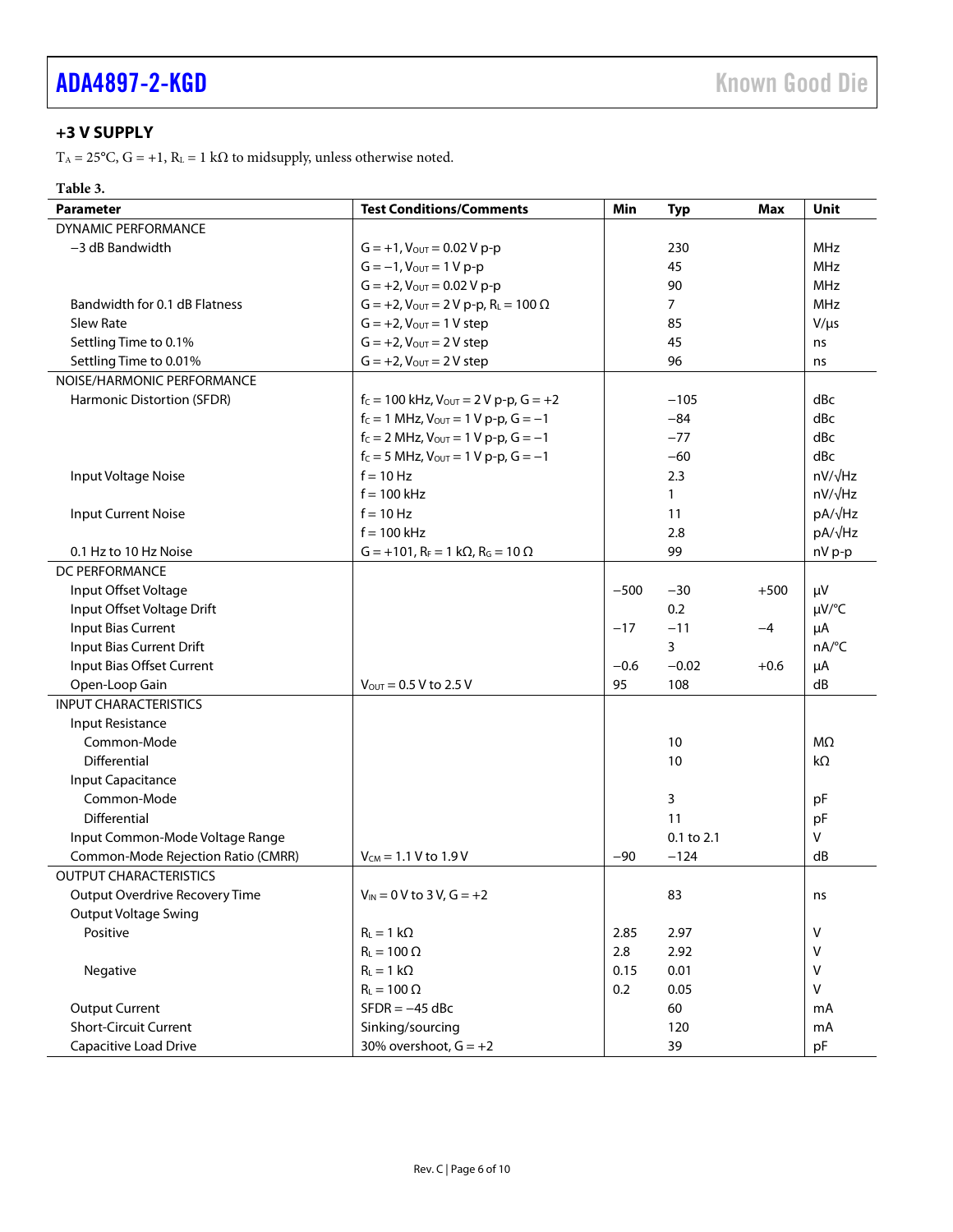## +3 V SUPPLY

$T_A$ = 25°C, G = +1, $R_L$ = 1 kΩ to midsupply, unless otherwise noted.

**Table 3.**

| Parameter | Test Conditions/Comments | Min | Typ | Max | Unit |
|---|---|---|---|---|---|
| DYNAMIC PERFORMANCE | | | | | |
| −3 dB Bandwidth | G = +1, $V_{OUT}$ = 0.02 V p-p | | 230 | | MHz |
| | G = −1, $V_{OUT}$ = 1 V p-p | | 45 | | MHz |
| | G = +2, $V_{OUT}$ = 0.02 V p-p | | 90 | | MHz |
| Bandwidth for 0.1 dB Flatness | G = +2, $V_{OUT}$ = 2 V p-p, $R_L$ = 100 Ω | | 7 | | MHz |
| Slew Rate | G = +2, $V_{OUT}$ = 1 V step | | 85 | | V/μs |
| Settling Time to 0.1% | G = +2, $V_{OUT}$ = 2 V step | | 45 | | ns |
| Settling Time to 0.01% | G = +2, $V_{OUT}$ = 2 V step | | 96 | | ns |
| NOISE/HARMONIC PERFORMANCE | | | | | |
| Harmonic Distortion (SFDR) | $f_C$ = 100 kHz, $V_{OUT}$ = 2 V p-p, G = +2 | | −105 | | dBc |
| | $f_C$ = 1 MHz, $V_{OUT}$ = 1 V p-p, G = −1 | | −84 | | dBc |
| | $f_C$ = 2 MHz, $V_{OUT}$ = 1 V p-p, G = −1 | | −77 | | dBc |
| | $f_C$ = 5 MHz, $V_{OUT}$ = 1 V p-p, G = −1 | | −60 | | dBc |
| Input Voltage Noise | f = 10 Hz | | 2.3 | | nV/√Hz |
| | f = 100 kHz | | 1 | | nV/√Hz |
| Input Current Noise | f = 10 Hz | | 11 | | pA/√Hz |
| | f = 100 kHz | | 2.8 | | pA/√Hz |
| 0.1 Hz to 10 Hz Noise | G = +101, $R_F$ = 1 kΩ, $R_G$ = 10 Ω | | 99 | | nV p-p |
| DC PERFORMANCE | | | | | |
| Input Offset Voltage | | −500 | −30 | +500 | μV |
| Input Offset Voltage Drift | | | 0.2 | | μV/°C |
| Input Bias Current | | −17 | −11 | −4 | μA |
| Input Bias Current Drift | | | 3 | | nA/°C |
| Input Bias Offset Current | | −0.6 | −0.02 | +0.6 | μA |
| Open-Loop Gain | $V_{OUT}$ = 0.5 V to 2.5 V | 95 | 108 | | dB |
| INPUT CHARACTERISTICS | | | | | |
| Input Resistance | | | | | |
| Common-Mode | | | 10 | | MΩ |
| Differential | | | 10 | | kΩ |
| Input Capacitance | | | | | |
| Common-Mode | | | 3 | | pF |
| Differential | | | 11 | | pF |
| Input Common-Mode Voltage Range | | | 0.1 to 2.1 | | V |
| Common-Mode Rejection Ratio (CMRR) | $V_{CM}$ = 1.1 V to 1.9 V | −90 | −124 | | dB |
| OUTPUT CHARACTERISTICS | | | | | |
| Output Overdrive Recovery Time | $V_{IN}$ = 0 V to 3 V, G = +2 | | 83 | | ns |
| Output Voltage Swing | | | | | |
| Positive | $R_L$ = 1 kΩ | 2.85 | 2.97 | | V |
| | $R_L$ = 100 Ω | 2.8 | 2.92 | | V |
| Negative | $R_L$ = 1 kΩ | 0.15 | 0.01 | | V |
| | $R_L$ = 100 Ω | 0.2 | 0.05 | | V |
| Output Current | SFDR = −45 dBc | | 60 | | mA |
| Short-Circuit Current | Sinking/sourcing | | 120 | | mA |
| Capacitive Load Drive | 30% overshoot, G = +2 | | 39 | | pF |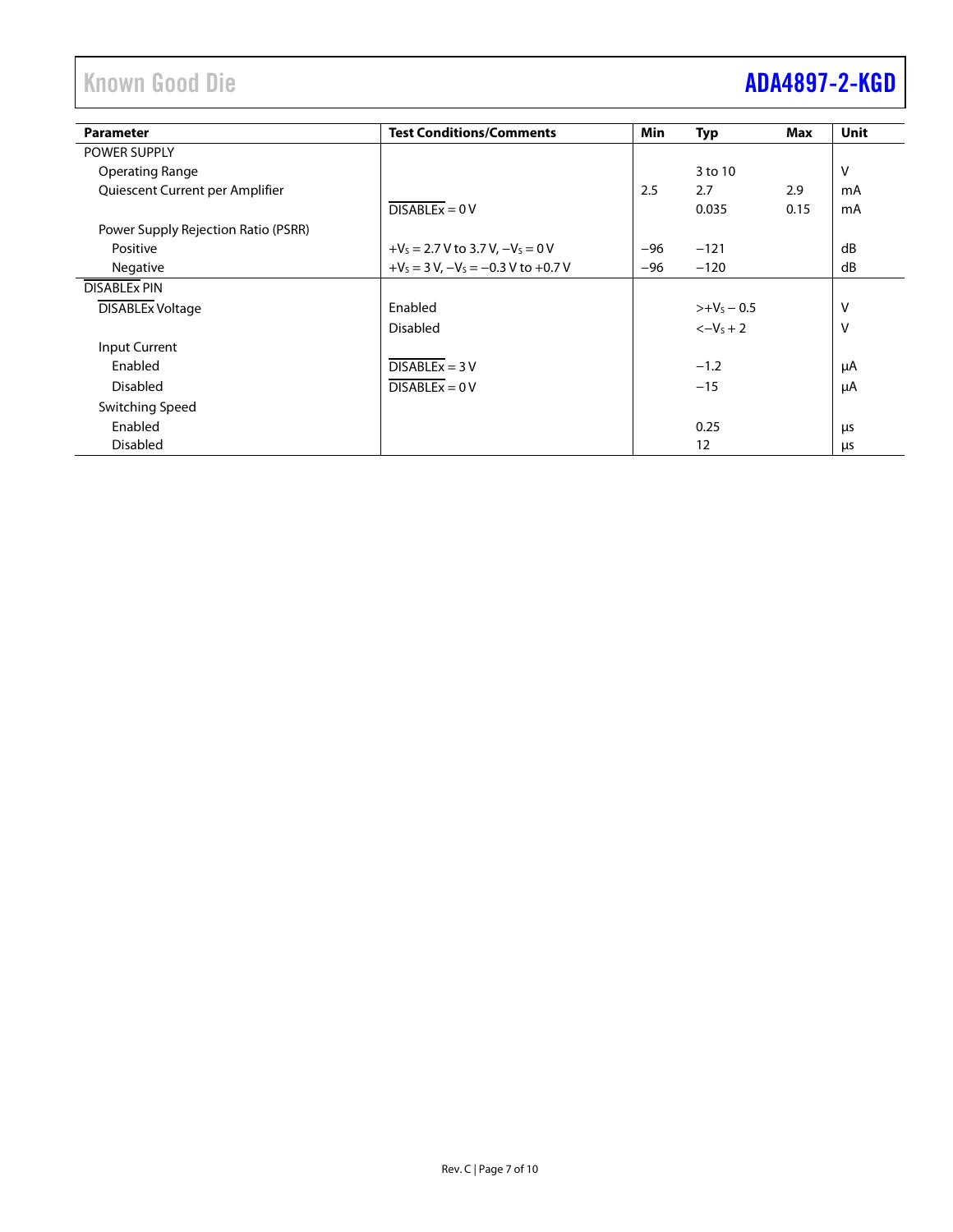| Parameter | Test Conditions/Comments | Min | Typ | Max | Unit |
|---|---|---|---|---|---|
| POWER SUPPLY | | | | | |
| Operating Range | | | 3 to 10 | | V |
| Quiescent Current per Amplifier | | 2.5 | 2.7 | 2.9 | mA |
| | $\overline{\text{DISABLEx}}$ = 0 V | | 0.035 | 0.15 | mA |
| Power Supply Rejection Ratio (PSRR) | | | | | |
| Positive | $+V_S$ = 2.7 V to 3.7 V, $-V_S$ = 0 V | −96 | −121 | | dB |
| Negative | $+V_S$ = 3 V, $-V_S$ = −0.3 V to +0.7 V | −96 | −120 | | dB |
| $\overline{\text{DISABLEx}}$ PIN | | | | | |
| $\overline{\text{DISABLEx}}$ Voltage | Enabled | | $>+V_S - 0.5$ | | V |
| | Disabled | | $<-V_S + 2$ | | V |
| Input Current | | | | | |
| Enabled | $\overline{\text{DISABLEx}}$ = 3 V | | −1.2 | | μA |
| Disabled | $\overline{\text{DISABLEx}}$ = 0 V | | −15 | | μA |
| Switching Speed | | | | | |
| Enabled | | | 0.25 | | μs |
| Disabled | | | 12 | | μs |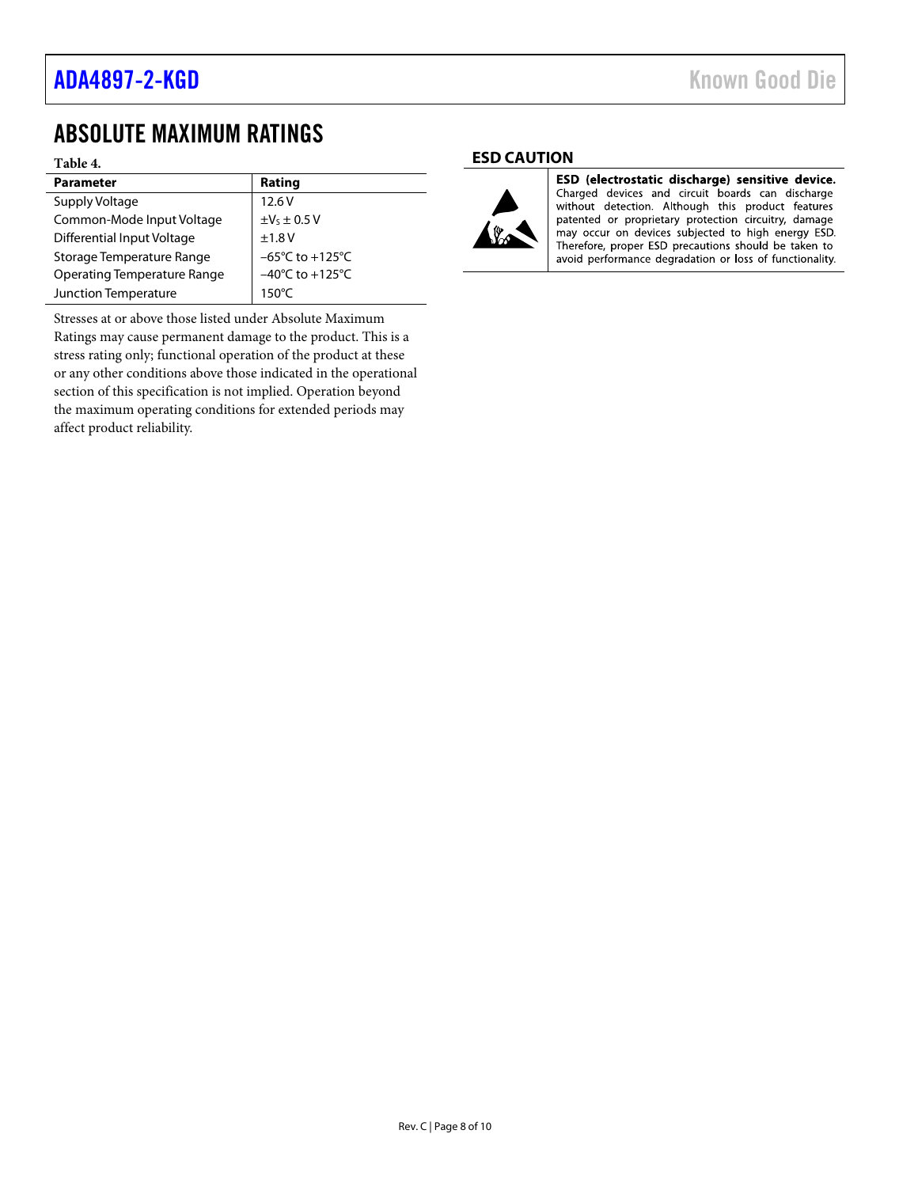## ABSOLUTE MAXIMUM RATINGS

**Table 4.**

| Parameter | Rating |
|---|---|
| Supply Voltage | 12.6 V |
| Common-Mode Input Voltage | $\pm V_S \pm 0.5$ V |
| Differential Input Voltage | ±1.8 V |
| Storage Temperature Range | −65°C to +125°C |
| Operating Temperature Range | −40°C to +125°C |
| Junction Temperature | 150°C |

Stresses at or above those listed under Absolute Maximum Ratings may cause permanent damage to the product. This is a stress rating only; functional operation of the product at these or any other conditions above those indicated in the operational section of this specification is not implied. Operation beyond the maximum operating conditions for extended periods may affect product reliability.

### ESD CAUTION

**ESD (electrostatic discharge) sensitive device.** Charged devices and circuit boards can discharge without detection. Although this product features patented or proprietary protection circuitry, damage may occur on devices subjected to high energy ESD. Therefore, proper ESD precautions should be taken to avoid performance degradation or loss of functionality.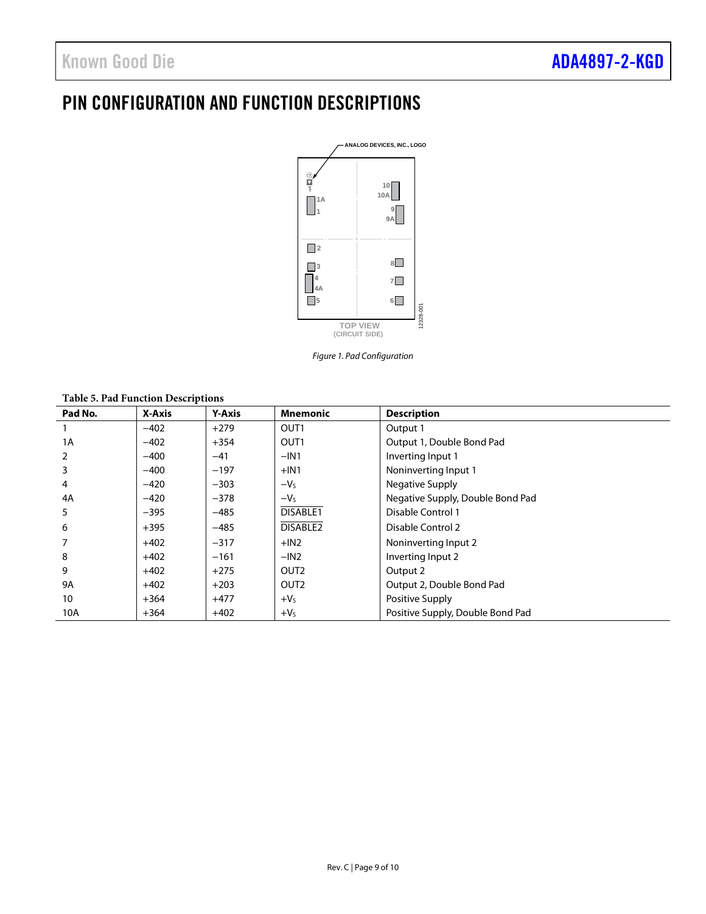# PIN CONFIGURATION AND FUNCTION DESCRIPTIONS

*Figure 1. Pad Configuration*

**Table 5. Pad Function Descriptions**

| Pad No. | X-Axis | Y-Axis | Mnemonic | Description |
|---|---|---|---|---|
| 1 | −402 | +279 | OUT1 | Output 1 |
| 1A | −402 | +354 | OUT1 | Output 1, Double Bond Pad |
| 2 | −400 | −41 | −IN1 | Inverting Input 1 |
| 3 | −400 | −197 | +IN1 | Noninverting Input 1 |
| 4 | −420 | −303 | $-V_S$ | Negative Supply |
| 4A | −420 | −378 | $-V_S$ | Negative Supply, Double Bond Pad |
| 5 | −395 | −485 | $\overline{\text{DISABLE1}}$ | Disable Control 1 |
| 6 | +395 | −485 | $\overline{\text{DISABLE2}}$ | Disable Control 2 |
| 7 | +402 | −317 | +IN2 | Noninverting Input 2 |
| 8 | +402 | −161 | −IN2 | Inverting Input 2 |
| 9 | +402 | +275 | OUT2 | Output 2 |
| 9A | +402 | +203 | OUT2 | Output 2, Double Bond Pad |
| 10 | +364 | +477 | $+V_S$ | Positive Supply |
| 10A | +364 | +402 | $+V_S$ | Positive Supply, Double Bond Pad |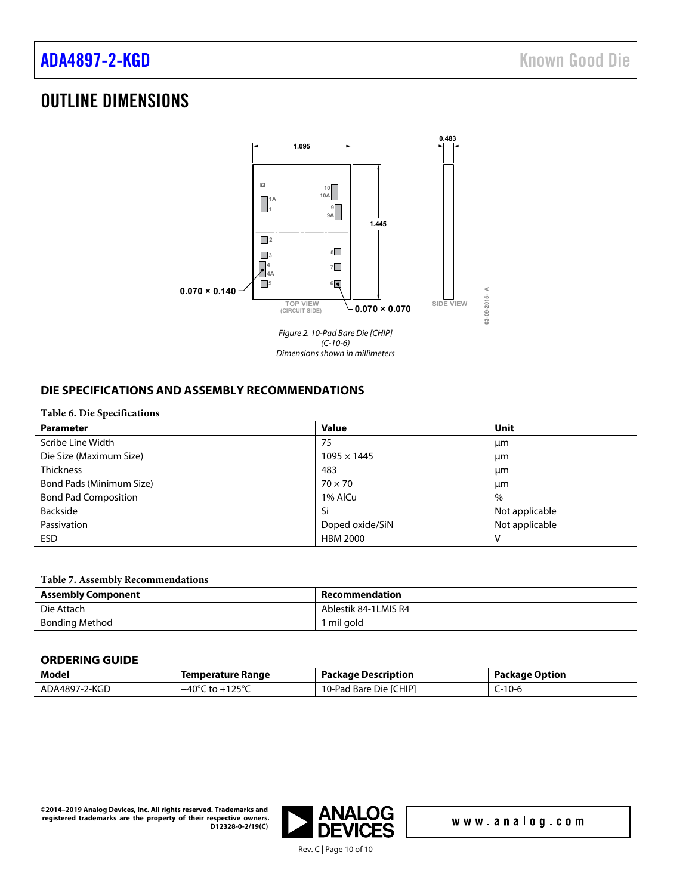## OUTLINE DIMENSIONS

1.095

0.483

1.445

10
10A

9
9A

1A
1

2
3
4
4A
5

8
7
6

0.070 × 0.140

0.070 × 0.070

TOP VIEW
(CIRCUIT SIDE)

SIDE VIEW

03-09-2015- A

*Figure 2. 10-Pad Bare Die [CHIP]*
*(C-10-6)*
*Dimensions shown in millimeters*

## DIE SPECIFICATIONS AND ASSEMBLY RECOMMENDATIONS

**Table 6. Die Specifications**

| Parameter | Value | Unit |
| --- | --- | --- |
| Scribe Line Width | 75 | µm |
| Die Size (Maximum Size) | 1095 × 1445 | µm |
| Thickness | 483 | µm |
| Bond Pads (Minimum Size) | 70 × 70 | µm |
| Bond Pad Composition | 1% AlCu | % |
| Backside | Si | Not applicable |
| Passivation | Doped oxide/SiN | Not applicable |
| ESD | HBM 2000 | V |

**Table 7. Assembly Recommendations**

| Assembly Component | Recommendation |
| --- | --- |
| Die Attach | Ablestik 84-1LMIS R4 |
| Bonding Method | 1 mil gold |

## ORDERING GUIDE

| Model | Temperature Range | Package Description | Package Option |
| --- | --- | --- | --- |
| ADA4897-2-KGD | −40°C to +125°C | 10-Pad Bare Die [CHIP] | C-10-6 |

**©2014–2019 Analog Devices, Inc. All rights reserved. Trademarks and registered trademarks are the property of their respective owners. D12328-0-2/19(C)**